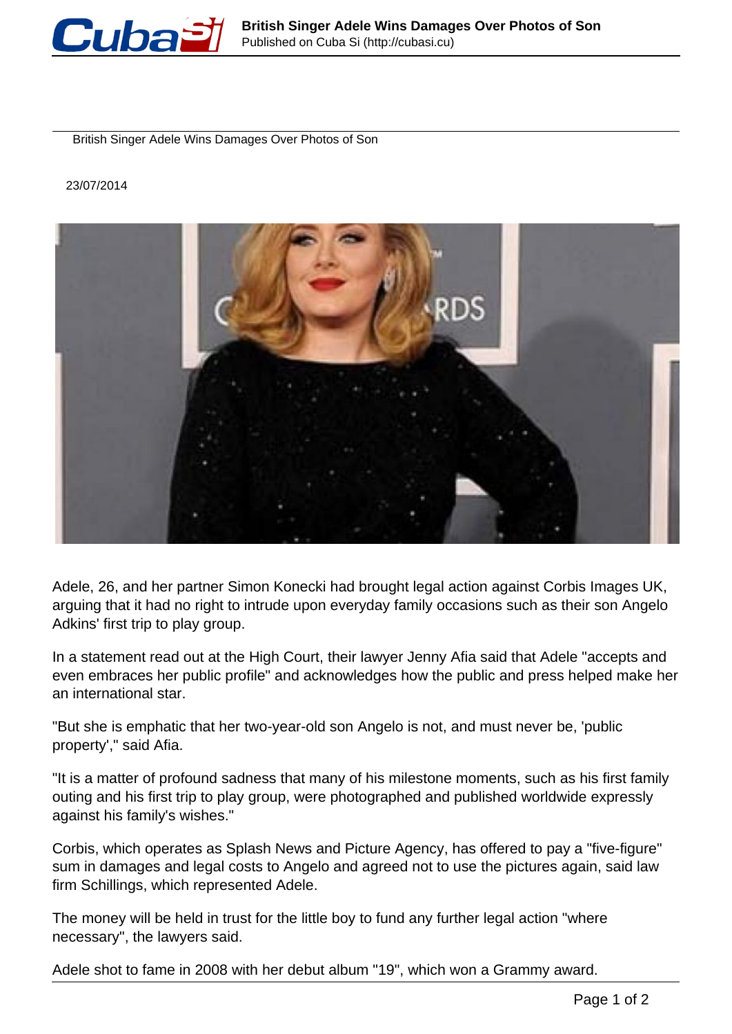# British Singer Adele Wins Damages Over Photos of Son

23/07/2014

Adele, 26, and her partner Simon Konecki had brought legal action against Corbis Images UK, arguing that it had no right to intrude upon everyday family occasions such as their son Angelo Adkins' first trip to play group.

In a statement read out at the High Court, their lawyer Jenny Afia said that Adele "accepts and even embraces her public profile" and acknowledges how the public and press helped make her an international star.

"But she is emphatic that her two-year-old son Angelo is not, and must never be, 'public property'," said Afia.

"It is a matter of profound sadness that many of his milestone moments, such as his first family outing and his first trip to play group, were photographed and published worldwide expressly against his family's wishes."

Corbis, which operates as Splash News and Picture Agency, has offered to pay a "five-figure" sum in damages and legal costs to Angelo and agreed not to use the pictures again, said law firm Schillings, which represented Adele.

The money will be held in trust for the little boy to fund any further legal action "where necessary", the lawyers said.

Adele shot to fame in 2008 with her debut album "19", which won a Grammy award.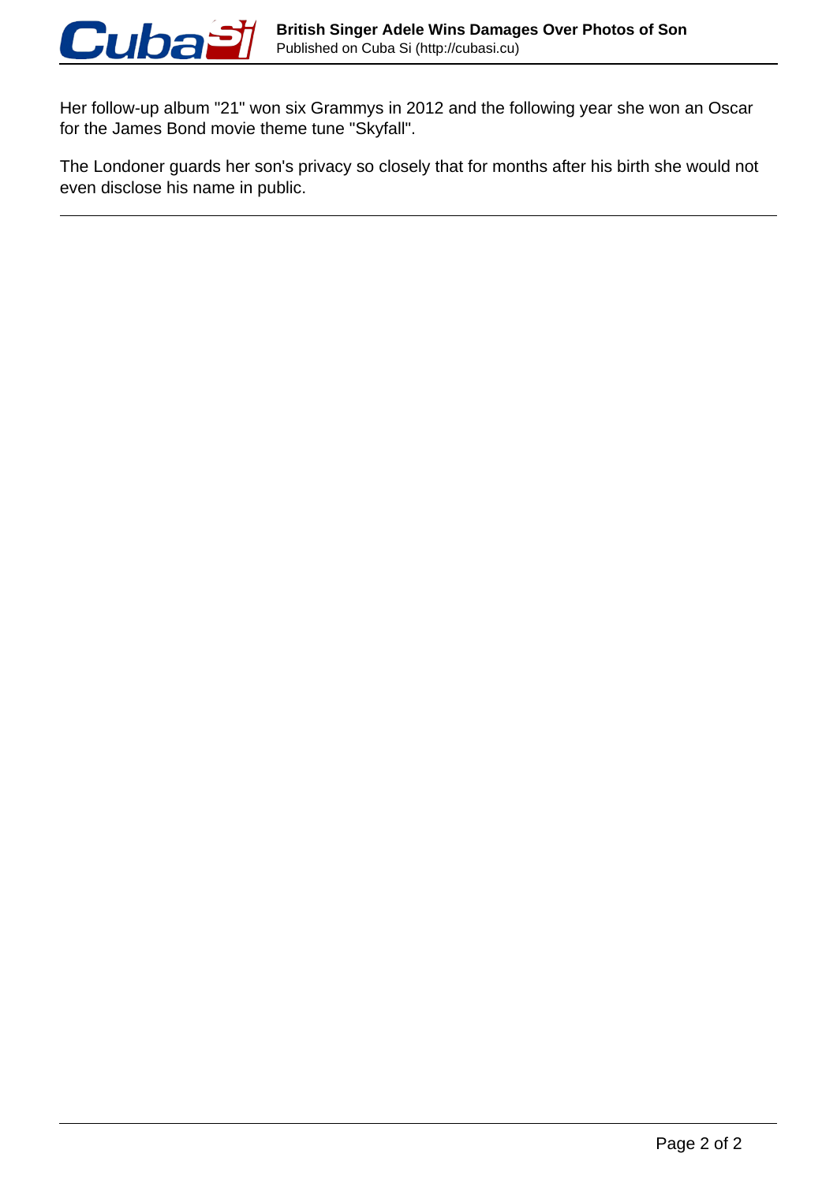Her follow-up album "21" won six Grammys in 2012 and the following year she won an Oscar for the James Bond movie theme tune "Skyfall".

The Londoner guards her son's privacy so closely that for months after his birth she would not even disclose his name in public.